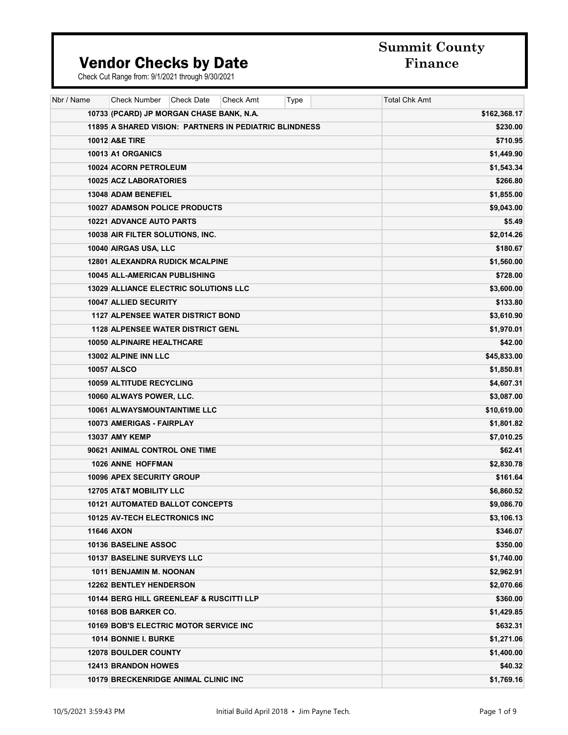# Vendor Checks by Date

Check Cut Range from: 9/1/2021 through 9/30/2021

**Summit County Finance**

| Nbr / Name | Check Number | Check Date | Check Amt | Type | | Total Chk Amt |
|---|---|---|---|---|---|---|
| **10733 (PCARD) JP MORGAN CHASE BANK, N.A.** | | | | | | **$162,368.17** |
| **11895 A SHARED VISION: PARTNERS IN PEDIATRIC BLINDNESS** | | | | | | **$230.00** |
| **10012 A&E TIRE** | | | | | | **$710.95** |
| **10013 A1 ORGANICS** | | | | | | **$1,449.90** |
| **10024 ACORN PETROLEUM** | | | | | | **$1,543.34** |
| **10025 ACZ LABORATORIES** | | | | | | **$266.80** |
| **13048 ADAM BENEFIEL** | | | | | | **$1,855.00** |
| **10027 ADAMSON POLICE PRODUCTS** | | | | | | **$9,043.00** |
| **10221 ADVANCE AUTO PARTS** | | | | | | **$5.49** |
| **10038 AIR FILTER SOLUTIONS, INC.** | | | | | | **$2,014.26** |
| **10040 AIRGAS USA, LLC** | | | | | | **$180.67** |
| **12801 ALEXANDRA RUDICK MCALPINE** | | | | | | **$1,560.00** |
| **10045 ALL-AMERICAN PUBLISHING** | | | | | | **$728.00** |
| **13029 ALLIANCE ELECTRIC SOLUTIONS LLC** | | | | | | **$3,600.00** |
| **10047 ALLIED SECURITY** | | | | | | **$133.80** |
| **1127 ALPENSEE WATER DISTRICT BOND** | | | | | | **$3,610.90** |
| **1128 ALPENSEE WATER DISTRICT GENL** | | | | | | **$1,970.01** |
| **10050 ALPINAIRE HEALTHCARE** | | | | | | **$42.00** |
| **13002 ALPINE INN LLC** | | | | | | **$45,833.00** |
| **10057 ALSCO** | | | | | | **$1,850.81** |
| **10059 ALTITUDE RECYCLING** | | | | | | **$4,607.31** |
| **10060 ALWAYS POWER, LLC.** | | | | | | **$3,087.00** |
| **10061 ALWAYSMOUNTAINTIME LLC** | | | | | | **$10,619.00** |
| **10073 AMERIGAS - FAIRPLAY** | | | | | | **$1,801.82** |
| **13037 AMY KEMP** | | | | | | **$7,010.25** |
| **90621 ANIMAL CONTROL ONE TIME** | | | | | | **$62.41** |
| **1026 ANNE HOFFMAN** | | | | | | **$2,830.78** |
| **10096 APEX SECURITY GROUP** | | | | | | **$161.64** |
| **12705 AT&T MOBILITY LLC** | | | | | | **$6,860.52** |
| **10121 AUTOMATED BALLOT CONCEPTS** | | | | | | **$9,086.70** |
| **10125 AV-TECH ELECTRONICS INC** | | | | | | **$3,106.13** |
| **11646 AXON** | | | | | | **$346.07** |
| **10136 BASELINE ASSOC** | | | | | | **$350.00** |
| **10137 BASELINE SURVEYS LLC** | | | | | | **$1,740.00** |
| **1011 BENJAMIN M. NOONAN** | | | | | | **$2,962.91** |
| **12262 BENTLEY HENDERSON** | | | | | | **$2,070.66** |
| **10144 BERG HILL GREENLEAF & RUSCITTI LLP** | | | | | | **$360.00** |
| **10168 BOB BARKER CO.** | | | | | | **$1,429.85** |
| **10169 BOB'S ELECTRIC MOTOR SERVICE INC** | | | | | | **$632.31** |
| **1014 BONNIE I. BURKE** | | | | | | **$1,271.06** |
| **12078 BOULDER COUNTY** | | | | | | **$1,400.00** |
| **12413 BRANDON HOWES** | | | | | | **$40.32** |
| **10179 BRECKENRIDGE ANIMAL CLINIC INC** | | | | | | **$1,769.16** |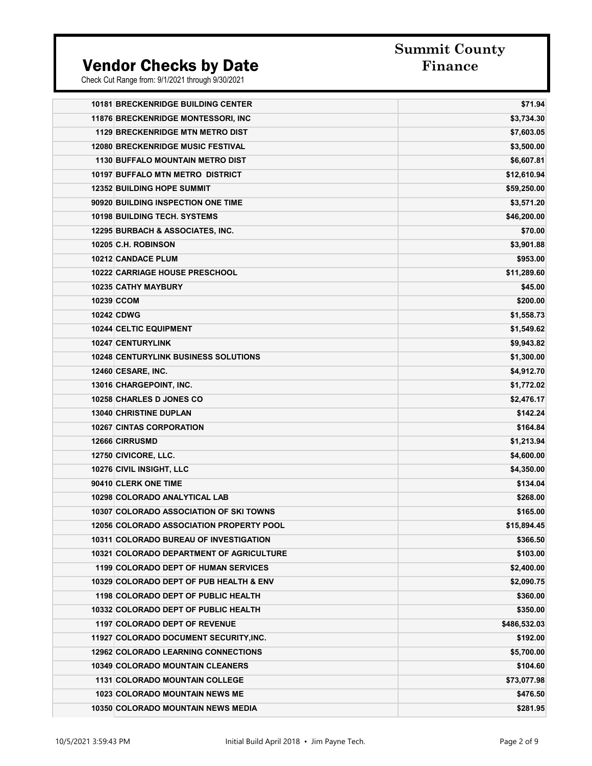# Vendor Checks by Date

**Summit County Finance**

Check Cut Range from: 9/1/2021 through 9/30/2021

| Vendor # | Vendor Name | Amount |
|---|---|---|
| 10181 | BRECKENRIDGE BUILDING CENTER | $71.94 |
| 11876 | BRECKENRIDGE MONTESSORI, INC | $3,734.30 |
| 1129 | BRECKENRIDGE MTN METRO DIST | $7,603.05 |
| 12080 | BRECKENRIDGE MUSIC FESTIVAL | $3,500.00 |
| 1130 | BUFFALO MOUNTAIN METRO DIST | $6,607.81 |
| 10197 | BUFFALO MTN METRO DISTRICT | $12,610.94 |
| 12352 | BUILDING HOPE SUMMIT | $59,250.00 |
| 90920 | BUILDING INSPECTION ONE TIME | $3,571.20 |
| 10198 | BUILDING TECH. SYSTEMS | $46,200.00 |
| 12295 | BURBACH & ASSOCIATES, INC. | $70.00 |
| 10205 | C.H. ROBINSON | $3,901.88 |
| 10212 | CANDACE PLUM | $953.00 |
| 10222 | CARRIAGE HOUSE PRESCHOOL | $11,289.60 |
| 10235 | CATHY MAYBURY | $45.00 |
| 10239 | CCOM | $200.00 |
| 10242 | CDWG | $1,558.73 |
| 10244 | CELTIC EQUIPMENT | $1,549.62 |
| 10247 | CENTURYLINK | $9,943.82 |
| 10248 | CENTURYLINK BUSINESS SOLUTIONS | $1,300.00 |
| 12460 | CESARE, INC. | $4,912.70 |
| 13016 | CHARGEPOINT, INC. | $1,772.02 |
| 10258 | CHARLES D JONES CO | $2,476.17 |
| 13040 | CHRISTINE DUPLAN | $142.24 |
| 10267 | CINTAS CORPORATION | $164.84 |
| 12666 | CIRRUSMD | $1,213.94 |
| 12750 | CIVICORE, LLC. | $4,600.00 |
| 10276 | CIVIL INSIGHT, LLC | $4,350.00 |
| 90410 | CLERK ONE TIME | $134.04 |
| 10298 | COLORADO ANALYTICAL LAB | $268.00 |
| 10307 | COLORADO ASSOCIATION OF SKI TOWNS | $165.00 |
| 12056 | COLORADO ASSOCIATION PROPERTY POOL | $15,894.45 |
| 10311 | COLORADO BUREAU OF INVESTIGATION | $366.50 |
| 10321 | COLORADO DEPARTMENT OF AGRICULTURE | $103.00 |
| 1199 | COLORADO DEPT OF HUMAN SERVICES | $2,400.00 |
| 10329 | COLORADO DEPT OF PUB HEALTH & ENV | $2,090.75 |
| 1198 | COLORADO DEPT OF PUBLIC HEALTH | $360.00 |
| 10332 | COLORADO DEPT OF PUBLIC HEALTH | $350.00 |
| 1197 | COLORADO DEPT OF REVENUE | $486,532.03 |
| 11927 | COLORADO DOCUMENT SECURITY,INC. | $192.00 |
| 12962 | COLORADO LEARNING CONNECTIONS | $5,700.00 |
| 10349 | COLORADO MOUNTAIN CLEANERS | $104.60 |
| 1131 | COLORADO MOUNTAIN COLLEGE | $73,077.98 |
| 1023 | COLORADO MOUNTAIN NEWS ME | $476.50 |
| 10350 | COLORADO MOUNTAIN NEWS MEDIA | $281.95 |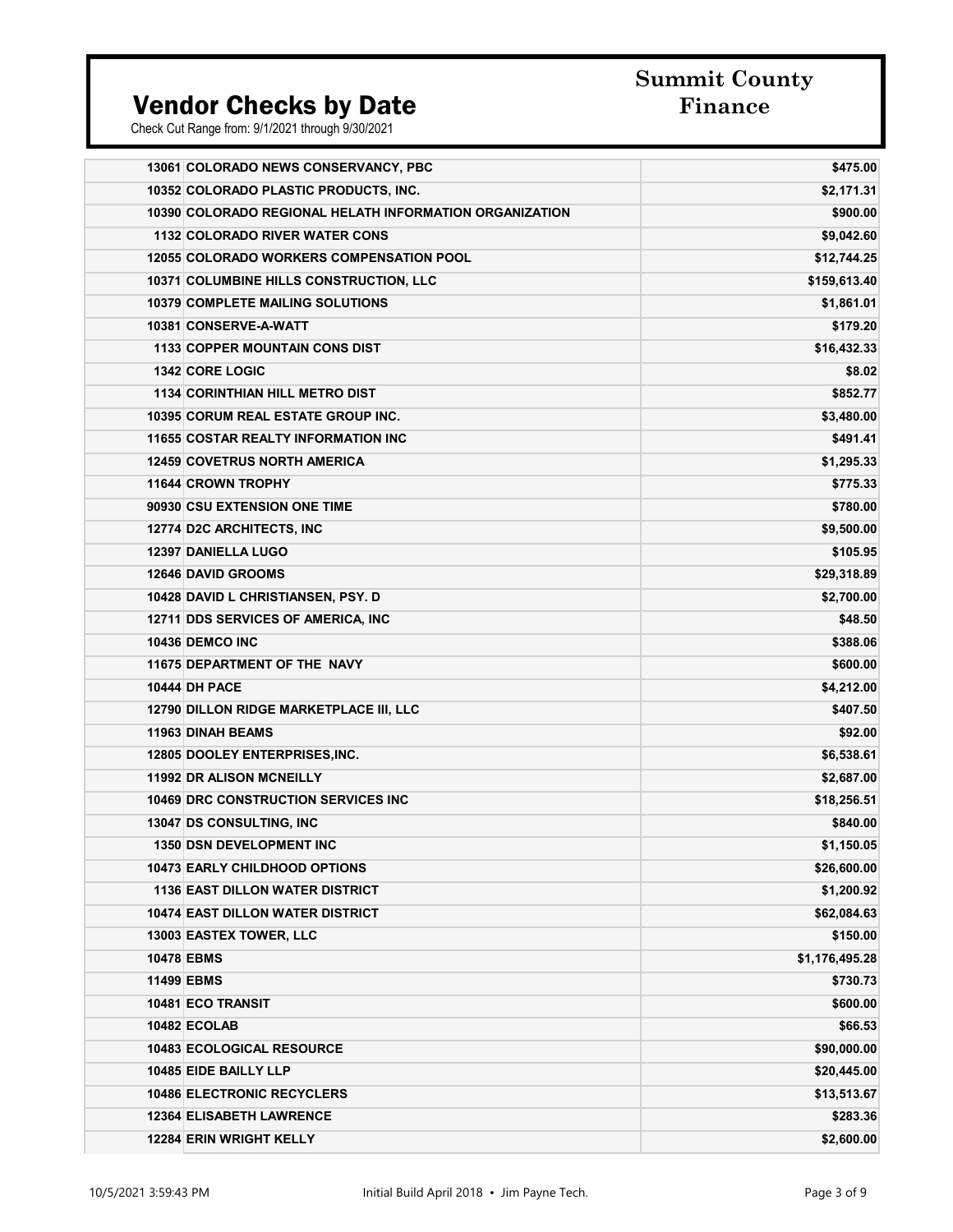# Vendor Checks by Date

Check Cut Range from: 9/1/2021 through 9/30/2021

**Summit County Finance**

| Vendor No. | Vendor Name | Amount |
|---|---|---|
| 13061 | COLORADO NEWS CONSERVANCY, PBC | $475.00 |
| 10352 | COLORADO PLASTIC PRODUCTS, INC. | $2,171.31 |
| 10390 | COLORADO REGIONAL HELATH INFORMATION ORGANIZATION | $900.00 |
| 1132 | COLORADO RIVER WATER CONS | $9,042.60 |
| 12055 | COLORADO WORKERS COMPENSATION POOL | $12,744.25 |
| 10371 | COLUMBINE HILLS CONSTRUCTION, LLC | $159,613.40 |
| 10379 | COMPLETE MAILING SOLUTIONS | $1,861.01 |
| 10381 | CONSERVE-A-WATT | $179.20 |
| 1133 | COPPER MOUNTAIN CONS DIST | $16,432.33 |
| 1342 | CORE LOGIC | $8.02 |
| 1134 | CORINTHIAN HILL METRO DIST | $852.77 |
| 10395 | CORUM REAL ESTATE GROUP INC. | $3,480.00 |
| 11655 | COSTAR REALTY INFORMATION INC | $491.41 |
| 12459 | COVETRUS NORTH AMERICA | $1,295.33 |
| 11644 | CROWN TROPHY | $775.33 |
| 90930 | CSU EXTENSION ONE TIME | $780.00 |
| 12774 | D2C ARCHITECTS, INC | $9,500.00 |
| 12397 | DANIELLA LUGO | $105.95 |
| 12646 | DAVID GROOMS | $29,318.89 |
| 10428 | DAVID L CHRISTIANSEN, PSY. D | $2,700.00 |
| 12711 | DDS SERVICES OF AMERICA, INC | $48.50 |
| 10436 | DEMCO INC | $388.06 |
| 11675 | DEPARTMENT OF THE NAVY | $600.00 |
| 10444 | DH PACE | $4,212.00 |
| 12790 | DILLON RIDGE MARKETPLACE III, LLC | $407.50 |
| 11963 | DINAH BEAMS | $92.00 |
| 12805 | DOOLEY ENTERPRISES,INC. | $6,538.61 |
| 11992 | DR ALISON MCNEILLY | $2,687.00 |
| 10469 | DRC CONSTRUCTION SERVICES INC | $18,256.51 |
| 13047 | DS CONSULTING, INC | $840.00 |
| 1350 | DSN DEVELOPMENT INC | $1,150.05 |
| 10473 | EARLY CHILDHOOD OPTIONS | $26,600.00 |
| 1136 | EAST DILLON WATER DISTRICT | $1,200.92 |
| 10474 | EAST DILLON WATER DISTRICT | $62,084.63 |
| 13003 | EASTEX TOWER, LLC | $150.00 |
| 10478 | EBMS | $1,176,495.28 |
| 11499 | EBMS | $730.73 |
| 10481 | ECO TRANSIT | $600.00 |
| 10482 | ECOLAB | $66.53 |
| 10483 | ECOLOGICAL RESOURCE | $90,000.00 |
| 10485 | EIDE BAILLY LLP | $20,445.00 |
| 10486 | ELECTRONIC RECYCLERS | $13,513.67 |
| 12364 | ELISABETH LAWRENCE | $283.36 |
| 12284 | ERIN WRIGHT KELLY | $2,600.00 |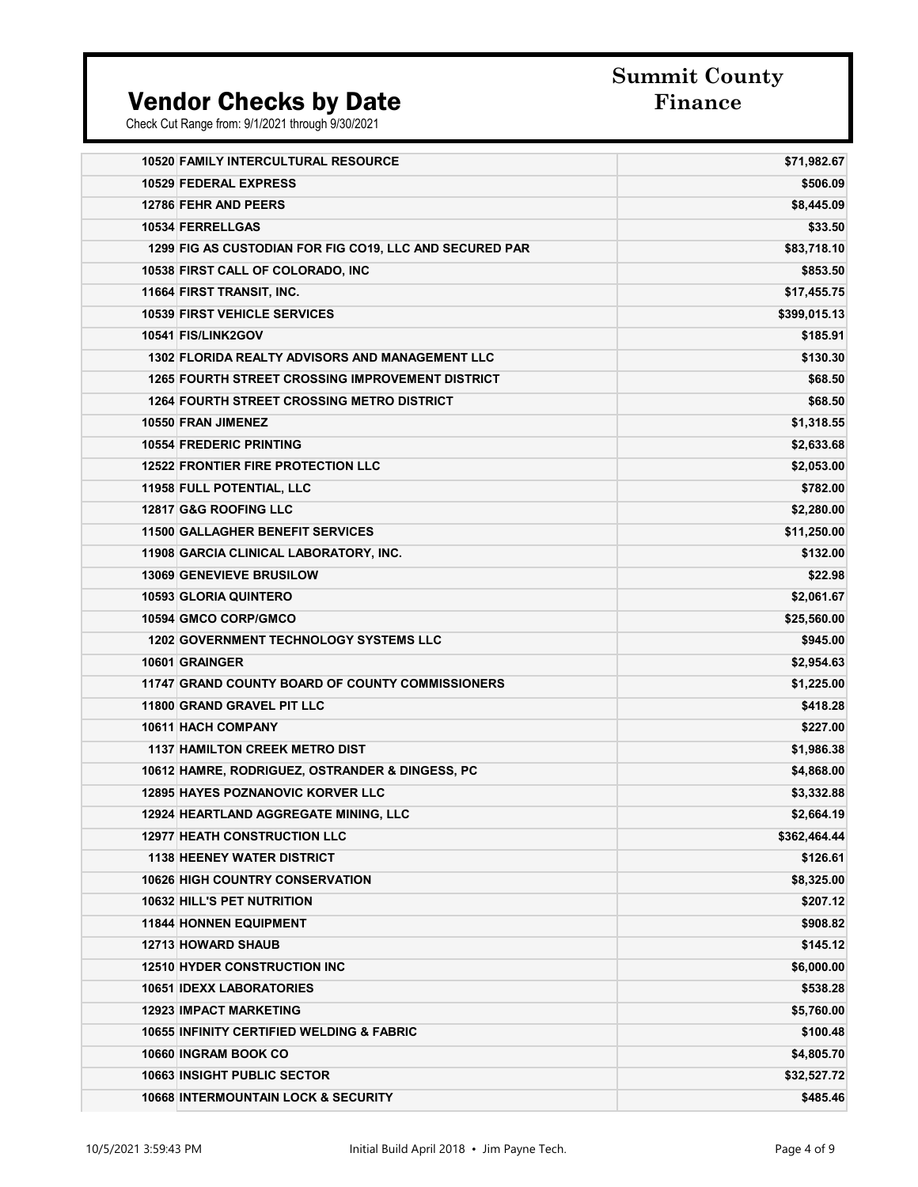# Vendor Checks by Date

**Summit County Finance**

Check Cut Range from: 9/1/2021 through 9/30/2021

| Vendor | Amount |
|---|---|
| 10520 FAMILY INTERCULTURAL RESOURCE | $71,982.67 |
| 10529 FEDERAL EXPRESS | $506.09 |
| 12786 FEHR AND PEERS | $8,445.09 |
| 10534 FERRELLGAS | $33.50 |
| 1299 FIG AS CUSTODIAN FOR FIG CO19, LLC AND SECURED PAR | $83,718.10 |
| 10538 FIRST CALL OF COLORADO, INC | $853.50 |
| 11664 FIRST TRANSIT, INC. | $17,455.75 |
| 10539 FIRST VEHICLE SERVICES | $399,015.13 |
| 10541 FIS/LINK2GOV | $185.91 |
| 1302 FLORIDA REALTY ADVISORS AND MANAGEMENT LLC | $130.30 |
| 1265 FOURTH STREET CROSSING IMPROVEMENT DISTRICT | $68.50 |
| 1264 FOURTH STREET CROSSING METRO DISTRICT | $68.50 |
| 10550 FRAN JIMENEZ | $1,318.55 |
| 10554 FREDERIC PRINTING | $2,633.68 |
| 12522 FRONTIER FIRE PROTECTION LLC | $2,053.00 |
| 11958 FULL POTENTIAL, LLC | $782.00 |
| 12817 G&G ROOFING LLC | $2,280.00 |
| 11500 GALLAGHER BENEFIT SERVICES | $11,250.00 |
| 11908 GARCIA CLINICAL LABORATORY, INC. | $132.00 |
| 13069 GENEVIEVE BRUSILOW | $22.98 |
| 10593 GLORIA QUINTERO | $2,061.67 |
| 10594 GMCO CORP/GMCO | $25,560.00 |
| 1202 GOVERNMENT TECHNOLOGY SYSTEMS LLC | $945.00 |
| 10601 GRAINGER | $2,954.63 |
| 11747 GRAND COUNTY BOARD OF COUNTY COMMISSIONERS | $1,225.00 |
| 11800 GRAND GRAVEL PIT LLC | $418.28 |
| 10611 HACH COMPANY | $227.00 |
| 1137 HAMILTON CREEK METRO DIST | $1,986.38 |
| 10612 HAMRE, RODRIGUEZ, OSTRANDER & DINGESS, PC | $4,868.00 |
| 12895 HAYES POZNANOVIC KORVER LLC | $3,332.88 |
| 12924 HEARTLAND AGGREGATE MINING, LLC | $2,664.19 |
| 12977 HEATH CONSTRUCTION LLC | $362,464.44 |
| 1138 HEENEY WATER DISTRICT | $126.61 |
| 10626 HIGH COUNTRY CONSERVATION | $8,325.00 |
| 10632 HILL'S PET NUTRITION | $207.12 |
| 11844 HONNEN EQUIPMENT | $908.82 |
| 12713 HOWARD SHAUB | $145.12 |
| 12510 HYDER CONSTRUCTION INC | $6,000.00 |
| 10651 IDEXX LABORATORIES | $538.28 |
| 12923 IMPACT MARKETING | $5,760.00 |
| 10655 INFINITY CERTIFIED WELDING & FABRIC | $100.48 |
| 10660 INGRAM BOOK CO | $4,805.70 |
| 10663 INSIGHT PUBLIC SECTOR | $32,527.72 |
| 10668 INTERMOUNTAIN LOCK & SECURITY | $485.46 |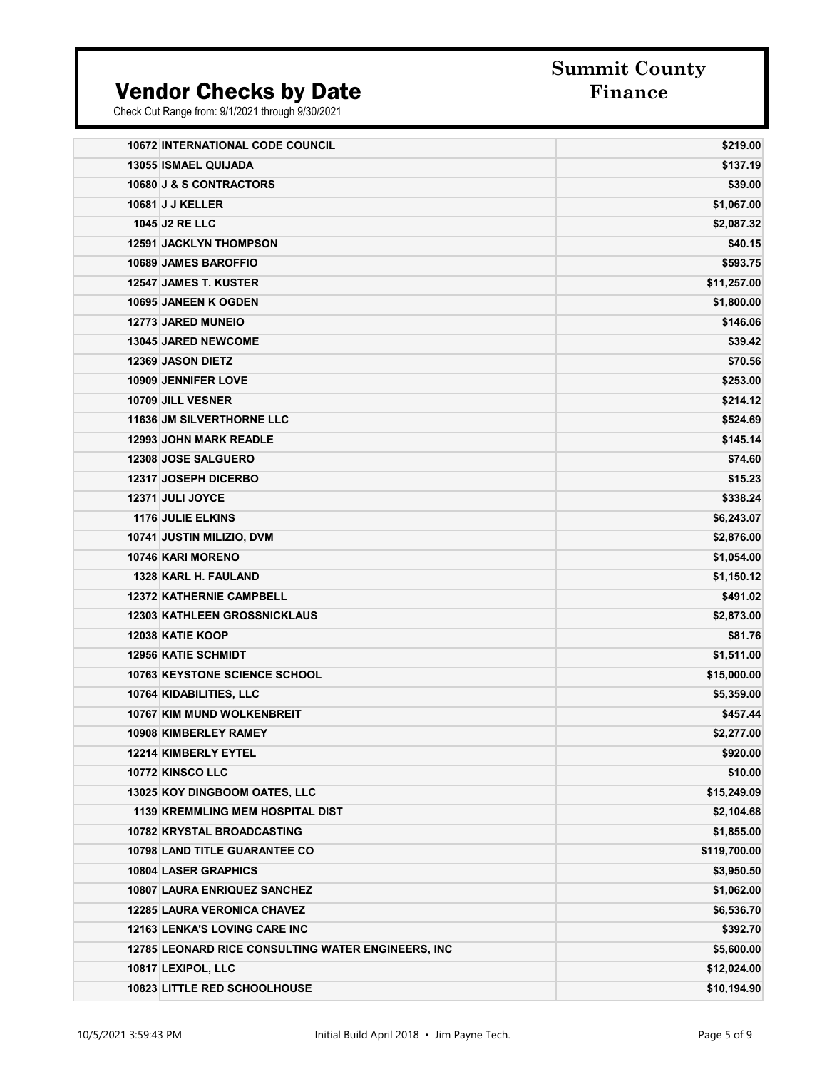# Vendor Checks by Date

Check Cut Range from: 9/1/2021 through 9/30/2021

**Summit County Finance**

| Vendor | Amount |
|---|---|
| 10672 INTERNATIONAL CODE COUNCIL | $219.00 |
| 13055 ISMAEL QUIJADA | $137.19 |
| 10680 J & S CONTRACTORS | $39.00 |
| 10681 J J KELLER | $1,067.00 |
| 1045 J2 RE LLC | $2,087.32 |
| 12591 JACKLYN THOMPSON | $40.15 |
| 10689 JAMES BAROFFIO | $593.75 |
| 12547 JAMES T. KUSTER | $11,257.00 |
| 10695 JANEEN K OGDEN | $1,800.00 |
| 12773 JARED MUNEIO | $146.06 |
| 13045 JARED NEWCOME | $39.42 |
| 12369 JASON DIETZ | $70.56 |
| 10909 JENNIFER LOVE | $253.00 |
| 10709 JILL VESNER | $214.12 |
| 11636 JM SILVERTHORNE LLC | $524.69 |
| 12993 JOHN MARK READLE | $145.14 |
| 12308 JOSE SALGUERO | $74.60 |
| 12317 JOSEPH DICERBO | $15.23 |
| 12371 JULI JOYCE | $338.24 |
| 1176 JULIE ELKINS | $6,243.07 |
| 10741 JUSTIN MILIZIO, DVM | $2,876.00 |
| 10746 KARI MORENO | $1,054.00 |
| 1328 KARL H. FAULAND | $1,150.12 |
| 12372 KATHERNIE CAMPBELL | $491.02 |
| 12303 KATHLEEN GROSSNICKLAUS | $2,873.00 |
| 12038 KATIE KOOP | $81.76 |
| 12956 KATIE SCHMIDT | $1,511.00 |
| 10763 KEYSTONE SCIENCE SCHOOL | $15,000.00 |
| 10764 KIDABILITIES, LLC | $5,359.00 |
| 10767 KIM MUND WOLKENBREIT | $457.44 |
| 10908 KIMBERLEY RAMEY | $2,277.00 |
| 12214 KIMBERLY EYTEL | $920.00 |
| 10772 KINSCO LLC | $10.00 |
| 13025 KOY DINGBOOM OATES, LLC | $15,249.09 |
| 1139 KREMMLING MEM HOSPITAL DIST | $2,104.68 |
| 10782 KRYSTAL BROADCASTING | $1,855.00 |
| 10798 LAND TITLE GUARANTEE CO | $119,700.00 |
| 10804 LASER GRAPHICS | $3,950.50 |
| 10807 LAURA ENRIQUEZ SANCHEZ | $1,062.00 |
| 12285 LAURA VERONICA CHAVEZ | $6,536.70 |
| 12163 LENKA'S LOVING CARE INC | $392.70 |
| 12785 LEONARD RICE CONSULTING WATER ENGINEERS, INC | $5,600.00 |
| 10817 LEXIPOL, LLC | $12,024.00 |
| 10823 LITTLE RED SCHOOLHOUSE | $10,194.90 |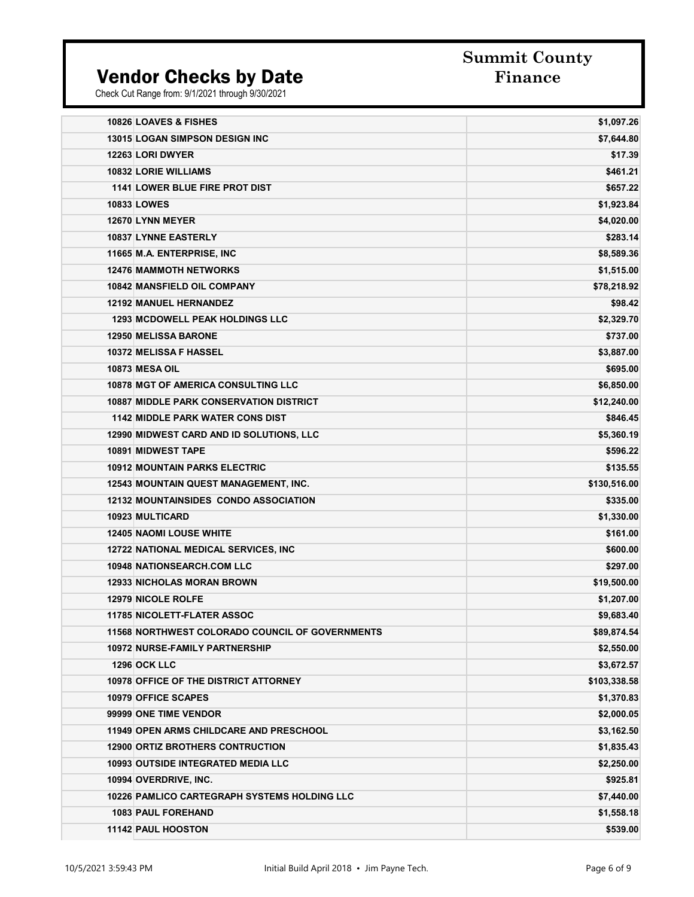# Vendor Checks by Date

Check Cut Range from: 9/1/2021 through 9/30/2021

**Summit County Finance**

| Vendor | Amount |
|---|---|
| 10826 LOAVES & FISHES | $1,097.26 |
| 13015 LOGAN SIMPSON DESIGN INC | $7,644.80 |
| 12263 LORI DWYER | $17.39 |
| 10832 LORIE WILLIAMS | $461.21 |
| 1141 LOWER BLUE FIRE PROT DIST | $657.22 |
| 10833 LOWES | $1,923.84 |
| 12670 LYNN MEYER | $4,020.00 |
| 10837 LYNNE EASTERLY | $283.14 |
| 11665 M.A. ENTERPRISE, INC | $8,589.36 |
| 12476 MAMMOTH NETWORKS | $1,515.00 |
| 10842 MANSFIELD OIL COMPANY | $78,218.92 |
| 12192 MANUEL HERNANDEZ | $98.42 |
| 1293 MCDOWELL PEAK HOLDINGS LLC | $2,329.70 |
| 12950 MELISSA BARONE | $737.00 |
| 10372 MELISSA F HASSEL | $3,887.00 |
| 10873 MESA OIL | $695.00 |
| 10878 MGT OF AMERICA CONSULTING LLC | $6,850.00 |
| 10887 MIDDLE PARK CONSERVATION DISTRICT | $12,240.00 |
| 1142 MIDDLE PARK WATER CONS DIST | $846.45 |
| 12990 MIDWEST CARD AND ID SOLUTIONS, LLC | $5,360.19 |
| 10891 MIDWEST TAPE | $596.22 |
| 10912 MOUNTAIN PARKS ELECTRIC | $135.55 |
| 12543 MOUNTAIN QUEST MANAGEMENT, INC. | $130,516.00 |
| 12132 MOUNTAINSIDES CONDO ASSOCIATION | $335.00 |
| 10923 MULTICARD | $1,330.00 |
| 12405 NAOMI LOUSE WHITE | $161.00 |
| 12722 NATIONAL MEDICAL SERVICES, INC | $600.00 |
| 10948 NATIONSEARCH.COM LLC | $297.00 |
| 12933 NICHOLAS MORAN BROWN | $19,500.00 |
| 12979 NICOLE ROLFE | $1,207.00 |
| 11785 NICOLETT-FLATER ASSOC | $9,683.40 |
| 11568 NORTHWEST COLORADO COUNCIL OF GOVERNMENTS | $89,874.54 |
| 10972 NURSE-FAMILY PARTNERSHIP | $2,550.00 |
| 1296 OCK LLC | $3,672.57 |
| 10978 OFFICE OF THE DISTRICT ATTORNEY | $103,338.58 |
| 10979 OFFICE SCAPES | $1,370.83 |
| 99999 ONE TIME VENDOR | $2,000.05 |
| 11949 OPEN ARMS CHILDCARE AND PRESCHOOL | $3,162.50 |
| 12900 ORTIZ BROTHERS CONTRUCTION | $1,835.43 |
| 10993 OUTSIDE INTEGRATED MEDIA LLC | $2,250.00 |
| 10994 OVERDRIVE, INC. | $925.81 |
| 10226 PAMLICO CARTEGRAPH SYSTEMS HOLDING LLC | $7,440.00 |
| 1083 PAUL FOREHAND | $1,558.18 |
| 11142 PAUL HOOSTON | $539.00 |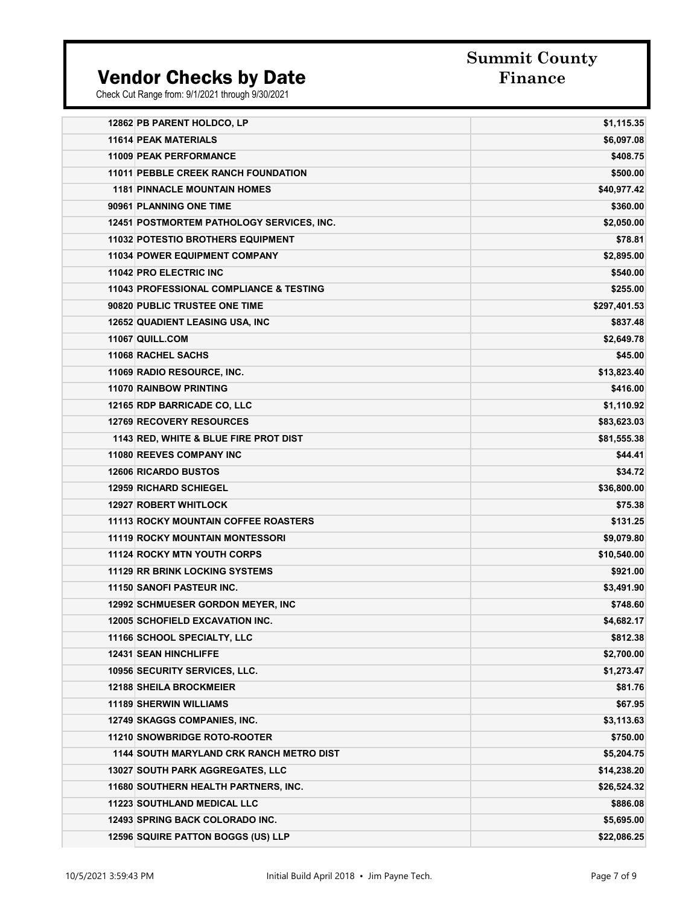# Vendor Checks by Date

## Summit County Finance

Check Cut Range from: 9/1/2021 through 9/30/2021

| | | |
|---|---|---|
| 12862 | PB PARENT HOLDCO, LP | $1,115.35 |
| 11614 | PEAK MATERIALS | $6,097.08 |
| 11009 | PEAK PERFORMANCE | $408.75 |
| 11011 | PEBBLE CREEK RANCH FOUNDATION | $500.00 |
| 1181 | PINNACLE MOUNTAIN HOMES | $40,977.42 |
| 90961 | PLANNING ONE TIME | $360.00 |
| 12451 | POSTMORTEM PATHOLOGY SERVICES, INC. | $2,050.00 |
| 11032 | POTESTIO BROTHERS EQUIPMENT | $78.81 |
| 11034 | POWER EQUIPMENT COMPANY | $2,895.00 |
| 11042 | PRO ELECTRIC INC | $540.00 |
| 11043 | PROFESSIONAL COMPLIANCE & TESTING | $255.00 |
| 90820 | PUBLIC TRUSTEE ONE TIME | $297,401.53 |
| 12652 | QUADIENT LEASING USA, INC | $837.48 |
| 11067 | QUILL.COM | $2,649.78 |
| 11068 | RACHEL SACHS | $45.00 |
| 11069 | RADIO RESOURCE, INC. | $13,823.40 |
| 11070 | RAINBOW PRINTING | $416.00 |
| 12165 | RDP BARRICADE CO, LLC | $1,110.92 |
| 12769 | RECOVERY RESOURCES | $83,623.03 |
| 1143 | RED, WHITE & BLUE FIRE PROT DIST | $81,555.38 |
| 11080 | REEVES COMPANY INC | $44.41 |
| 12606 | RICARDO BUSTOS | $34.72 |
| 12959 | RICHARD SCHIEGEL | $36,800.00 |
| 12927 | ROBERT WHITLOCK | $75.38 |
| 11113 | ROCKY MOUNTAIN COFFEE ROASTERS | $131.25 |
| 11119 | ROCKY MOUNTAIN MONTESSORI | $9,079.80 |
| 11124 | ROCKY MTN YOUTH CORPS | $10,540.00 |
| 11129 | RR BRINK LOCKING SYSTEMS | $921.00 |
| 11150 | SANOFI PASTEUR INC. | $3,491.90 |
| 12992 | SCHMUESER GORDON MEYER, INC | $748.60 |
| 12005 | SCHOFIELD EXCAVATION INC. | $4,682.17 |
| 11166 | SCHOOL SPECIALTY, LLC | $812.38 |
| 12431 | SEAN HINCHLIFFE | $2,700.00 |
| 10956 | SECURITY SERVICES, LLC. | $1,273.47 |
| 12188 | SHEILA BROCKMEIER | $81.76 |
| 11189 | SHERWIN WILLIAMS | $67.95 |
| 12749 | SKAGGS COMPANIES, INC. | $3,113.63 |
| 11210 | SNOWBRIDGE ROTO-ROOTER | $750.00 |
| 1144 | SOUTH MARYLAND CRK RANCH METRO DIST | $5,204.75 |
| 13027 | SOUTH PARK AGGREGATES, LLC | $14,238.20 |
| 11680 | SOUTHERN HEALTH PARTNERS, INC. | $26,524.32 |
| 11223 | SOUTHLAND MEDICAL LLC | $886.08 |
| 12493 | SPRING BACK COLORADO INC. | $5,695.00 |
| 12596 | SQUIRE PATTON BOGGS (US) LLP | $22,086.25 |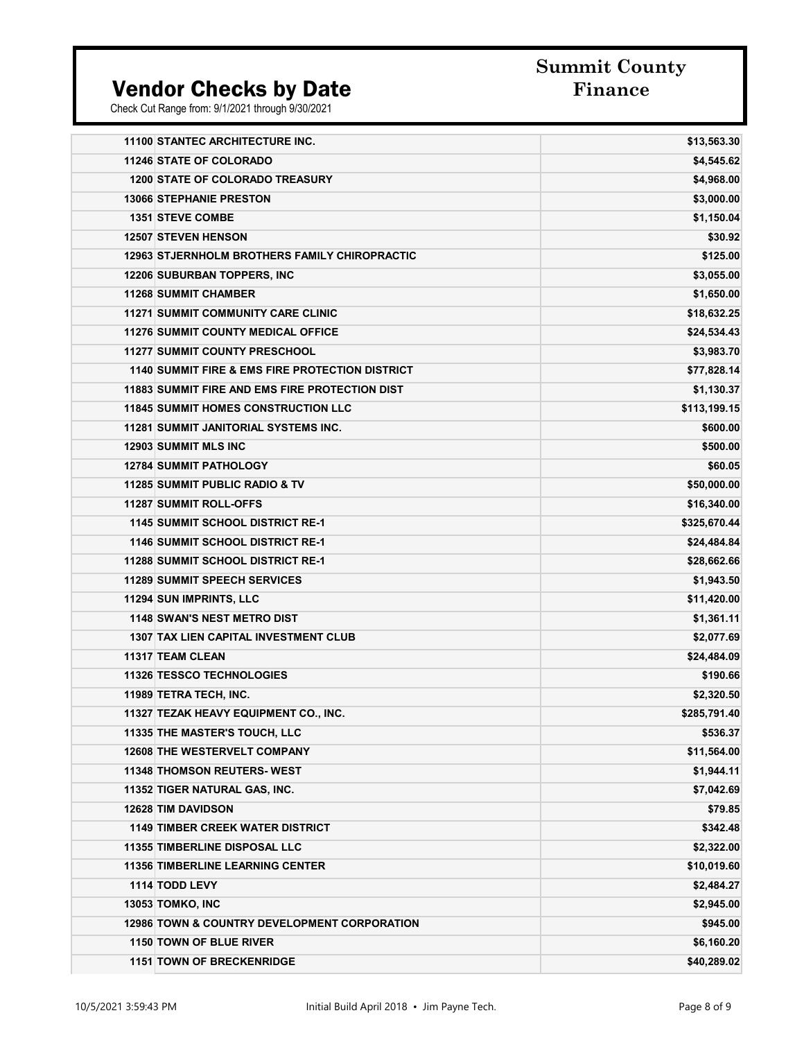# Vendor Checks by Date

Check Cut Range from: 9/1/2021 through 9/30/2021

**Summit County Finance**

| Vendor | Amount |
|---|---|
| 11100 STANTEC ARCHITECTURE INC. | $13,563.30 |
| 11246 STATE OF COLORADO | $4,545.62 |
| 1200 STATE OF COLORADO TREASURY | $4,968.00 |
| 13066 STEPHANIE PRESTON | $3,000.00 |
| 1351 STEVE COMBE | $1,150.04 |
| 12507 STEVEN HENSON | $30.92 |
| 12963 STJERNHOLM BROTHERS FAMILY CHIROPRACTIC | $125.00 |
| 12206 SUBURBAN TOPPERS, INC | $3,055.00 |
| 11268 SUMMIT CHAMBER | $1,650.00 |
| 11271 SUMMIT COMMUNITY CARE CLINIC | $18,632.25 |
| 11276 SUMMIT COUNTY MEDICAL OFFICE | $24,534.43 |
| 11277 SUMMIT COUNTY PRESCHOOL | $3,983.70 |
| 1140 SUMMIT FIRE & EMS FIRE PROTECTION DISTRICT | $77,828.14 |
| 11883 SUMMIT FIRE AND EMS FIRE PROTECTION DIST | $1,130.37 |
| 11845 SUMMIT HOMES CONSTRUCTION LLC | $113,199.15 |
| 11281 SUMMIT JANITORIAL SYSTEMS INC. | $600.00 |
| 12903 SUMMIT MLS INC | $500.00 |
| 12784 SUMMIT PATHOLOGY | $60.05 |
| 11285 SUMMIT PUBLIC RADIO & TV | $50,000.00 |
| 11287 SUMMIT ROLL-OFFS | $16,340.00 |
| 1145 SUMMIT SCHOOL DISTRICT RE-1 | $325,670.44 |
| 1146 SUMMIT SCHOOL DISTRICT RE-1 | $24,484.84 |
| 11288 SUMMIT SCHOOL DISTRICT RE-1 | $28,662.66 |
| 11289 SUMMIT SPEECH SERVICES | $1,943.50 |
| 11294 SUN IMPRINTS, LLC | $11,420.00 |
| 1148 SWAN'S NEST METRO DIST | $1,361.11 |
| 1307 TAX LIEN CAPITAL INVESTMENT CLUB | $2,077.69 |
| 11317 TEAM CLEAN | $24,484.09 |
| 11326 TESSCO TECHNOLOGIES | $190.66 |
| 11989 TETRA TECH, INC. | $2,320.50 |
| 11327 TEZAK HEAVY EQUIPMENT CO., INC. | $285,791.40 |
| 11335 THE MASTER'S TOUCH, LLC | $536.37 |
| 12608 THE WESTERVELT COMPANY | $11,564.00 |
| 11348 THOMSON REUTERS- WEST | $1,944.11 |
| 11352 TIGER NATURAL GAS, INC. | $7,042.69 |
| 12628 TIM DAVIDSON | $79.85 |
| 1149 TIMBER CREEK WATER DISTRICT | $342.48 |
| 11355 TIMBERLINE DISPOSAL LLC | $2,322.00 |
| 11356 TIMBERLINE LEARNING CENTER | $10,019.60 |
| 1114 TODD LEVY | $2,484.27 |
| 13053 TOMKO, INC | $2,945.00 |
| 12986 TOWN & COUNTRY DEVELOPMENT CORPORATION | $945.00 |
| 1150 TOWN OF BLUE RIVER | $6,160.20 |
| 1151 TOWN OF BRECKENRIDGE | $40,289.02 |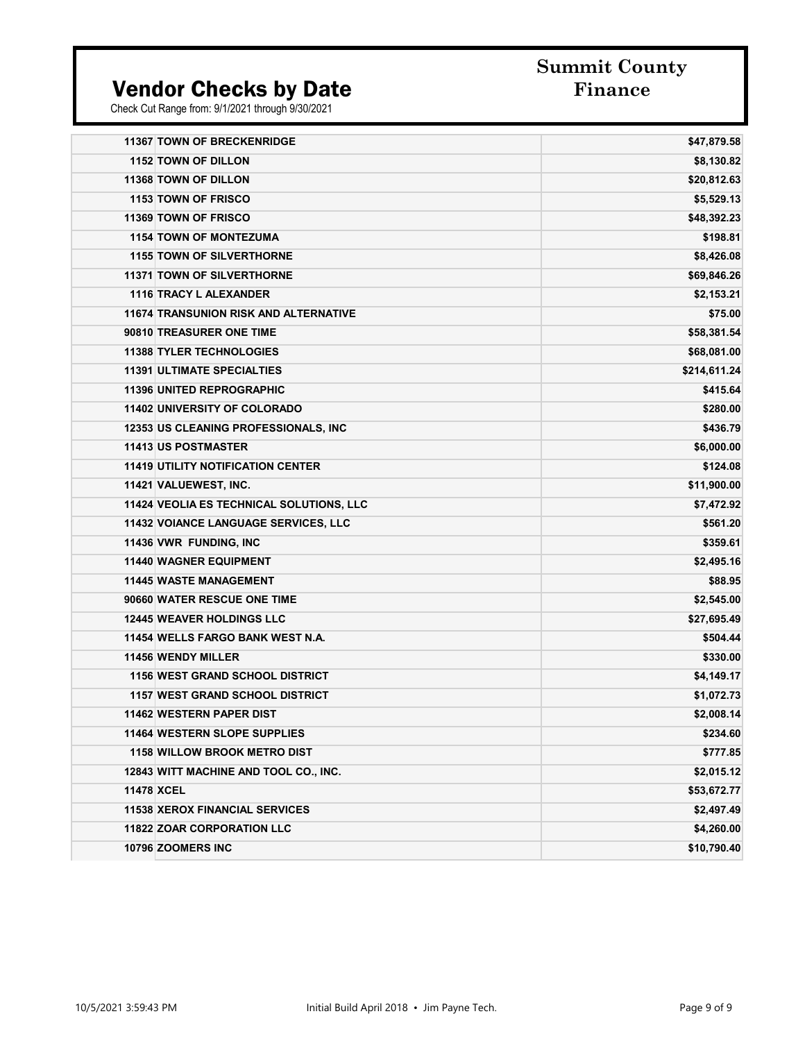# Vendor Checks by Date

Check Cut Range from: 9/1/2021 through 9/30/2021

**Summit County Finance**

| | | |
|---|---|---|
| 11367 | TOWN OF BRECKENRIDGE | $47,879.58 |
| 1152 | TOWN OF DILLON | $8,130.82 |
| 11368 | TOWN OF DILLON | $20,812.63 |
| 1153 | TOWN OF FRISCO | $5,529.13 |
| 11369 | TOWN OF FRISCO | $48,392.23 |
| 1154 | TOWN OF MONTEZUMA | $198.81 |
| 1155 | TOWN OF SILVERTHORNE | $8,426.08 |
| 11371 | TOWN OF SILVERTHORNE | $69,846.26 |
| 1116 | TRACY L ALEXANDER | $2,153.21 |
| 11674 | TRANSUNION RISK AND ALTERNATIVE | $75.00 |
| 90810 | TREASURER ONE TIME | $58,381.54 |
| 11388 | TYLER TECHNOLOGIES | $68,081.00 |
| 11391 | ULTIMATE SPECIALTIES | $214,611.24 |
| 11396 | UNITED REPROGRAPHIC | $415.64 |
| 11402 | UNIVERSITY OF COLORADO | $280.00 |
| 12353 | US CLEANING PROFESSIONALS, INC | $436.79 |
| 11413 | US POSTMASTER | $6,000.00 |
| 11419 | UTILITY NOTIFICATION CENTER | $124.08 |
| 11421 | VALUEWEST, INC. | $11,900.00 |
| 11424 | VEOLIA ES TECHNICAL SOLUTIONS, LLC | $7,472.92 |
| 11432 | VOIANCE LANGUAGE SERVICES, LLC | $561.20 |
| 11436 | VWR FUNDING, INC | $359.61 |
| 11440 | WAGNER EQUIPMENT | $2,495.16 |
| 11445 | WASTE MANAGEMENT | $88.95 |
| 90660 | WATER RESCUE ONE TIME | $2,545.00 |
| 12445 | WEAVER HOLDINGS LLC | $27,695.49 |
| 11454 | WELLS FARGO BANK WEST N.A. | $504.44 |
| 11456 | WENDY MILLER | $330.00 |
| 1156 | WEST GRAND SCHOOL DISTRICT | $4,149.17 |
| 1157 | WEST GRAND SCHOOL DISTRICT | $1,072.73 |
| 11462 | WESTERN PAPER DIST | $2,008.14 |
| 11464 | WESTERN SLOPE SUPPLIES | $234.60 |
| 1158 | WILLOW BROOK METRO DIST | $777.85 |
| 12843 | WITT MACHINE AND TOOL CO., INC. | $2,015.12 |
| 11478 | XCEL | $53,672.77 |
| 11538 | XEROX FINANCIAL SERVICES | $2,497.49 |
| 11822 | ZOAR CORPORATION LLC | $4,260.00 |
| 10796 | ZOOMERS INC | $10,790.40 |

10/5/2021 3:59:43 PM    Initial Build April 2018 • Jim Payne Tech.